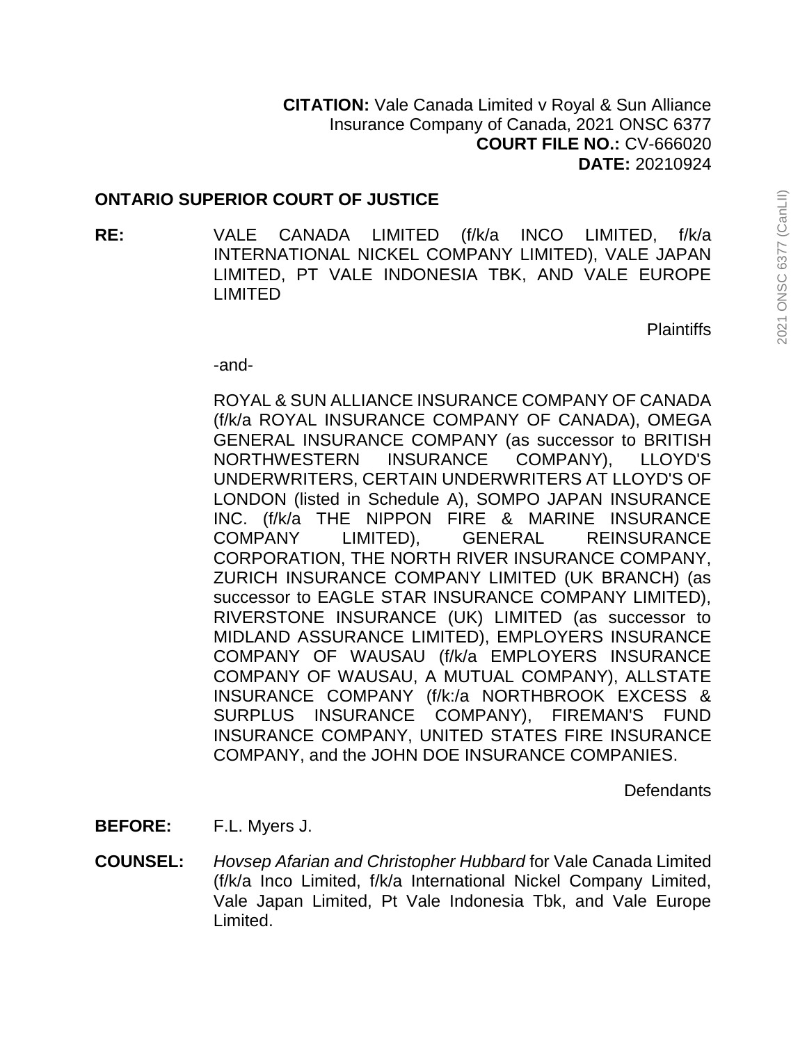**CITATION:** Vale Canada Limited v Royal & Sun Alliance Insurance Company of Canada, 2021 ONSC 6377
**COURT FILE NO.:** CV-666020
**DATE:** 20210924

**ONTARIO SUPERIOR COURT OF JUSTICE**

**RE:** VALE CANADA LIMITED (f/k/a INCO LIMITED, f/k/a INTERNATIONAL NICKEL COMPANY LIMITED), VALE JAPAN LIMITED, PT VALE INDONESIA TBK, AND VALE EUROPE LIMITED

Plaintiffs

-and-

ROYAL & SUN ALLIANCE INSURANCE COMPANY OF CANADA (f/k/a ROYAL INSURANCE COMPANY OF CANADA), OMEGA GENERAL INSURANCE COMPANY (as successor to BRITISH NORTHWESTERN INSURANCE COMPANY), LLOYD'S UNDERWRITERS, CERTAIN UNDERWRITERS AT LLOYD'S OF LONDON (listed in Schedule A), SOMPO JAPAN INSURANCE INC. (f/k/a THE NIPPON FIRE & MARINE INSURANCE COMPANY LIMITED), GENERAL REINSURANCE CORPORATION, THE NORTH RIVER INSURANCE COMPANY, ZURICH INSURANCE COMPANY LIMITED (UK BRANCH) (as successor to EAGLE STAR INSURANCE COMPANY LIMITED), RIVERSTONE INSURANCE (UK) LIMITED (as successor to MIDLAND ASSURANCE LIMITED), EMPLOYERS INSURANCE COMPANY OF WAUSAU (f/k/a EMPLOYERS INSURANCE COMPANY OF WAUSAU, A MUTUAL COMPANY), ALLSTATE INSURANCE COMPANY (f/k:/a NORTHBROOK EXCESS & SURPLUS INSURANCE COMPANY), FIREMAN'S FUND INSURANCE COMPANY, UNITED STATES FIRE INSURANCE COMPANY, and the JOHN DOE INSURANCE COMPANIES.

Defendants

**BEFORE:** F.L. Myers J.

**COUNSEL:** *Hovsep Afarian and Christopher Hubbard* for Vale Canada Limited (f/k/a Inco Limited, f/k/a International Nickel Company Limited, Vale Japan Limited, Pt Vale Indonesia Tbk, and Vale Europe Limited.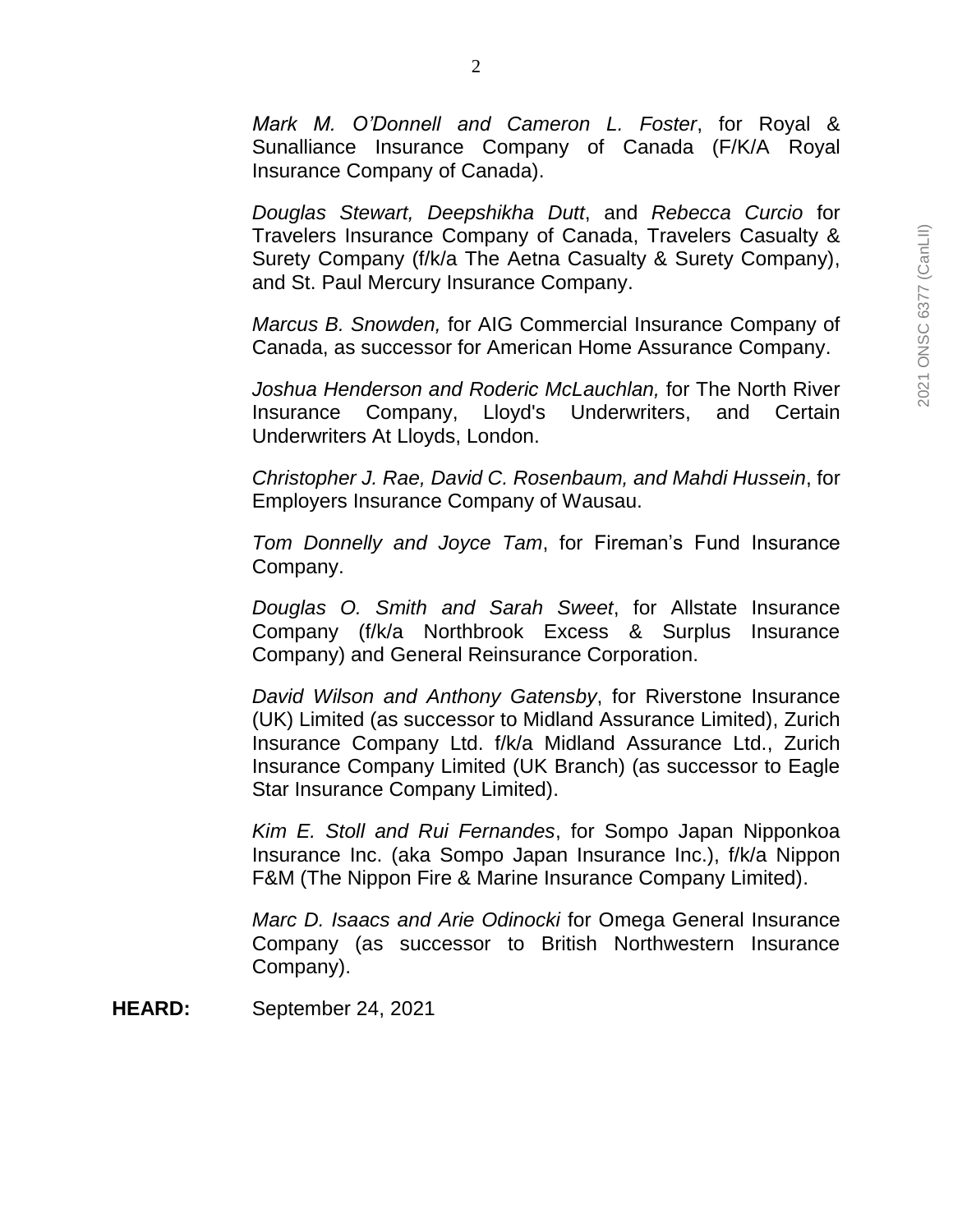*Mark M. O'Donnell and Cameron L. Foster*, for Royal & Sunalliance Insurance Company of Canada (F/K/A Royal Insurance Company of Canada).

*Douglas Stewart, Deepshikha Dutt*, and *Rebecca Curcio* for Travelers Insurance Company of Canada, Travelers Casualty & Surety Company (f/k/a The Aetna Casualty & Surety Company), and St. Paul Mercury Insurance Company.

*Marcus B. Snowden,* for AIG Commercial Insurance Company of Canada, as successor for American Home Assurance Company.

*Joshua Henderson and Roderic McLauchlan,* for The North River Insurance Company, Lloyd's Underwriters, and Certain Underwriters At Lloyds, London.

*Christopher J. Rae, David C. Rosenbaum, and Mahdi Hussein*, for Employers Insurance Company of Wausau.

*Tom Donnelly and Joyce Tam*, for Fireman's Fund Insurance Company.

*Douglas O. Smith and Sarah Sweet*, for Allstate Insurance Company (f/k/a Northbrook Excess & Surplus Insurance Company) and General Reinsurance Corporation.

*David Wilson and Anthony Gatensby*, for Riverstone Insurance (UK) Limited (as successor to Midland Assurance Limited), Zurich Insurance Company Ltd. f/k/a Midland Assurance Ltd., Zurich Insurance Company Limited (UK Branch) (as successor to Eagle Star Insurance Company Limited).

*Kim E. Stoll and Rui Fernandes*, for Sompo Japan Nipponkoa Insurance Inc. (aka Sompo Japan Insurance Inc.), f/k/a Nippon F&M (The Nippon Fire & Marine Insurance Company Limited).

*Marc D. Isaacs and Arie Odinocki* for Omega General Insurance Company (as successor to British Northwestern Insurance Company).

**HEARD:** September 24, 2021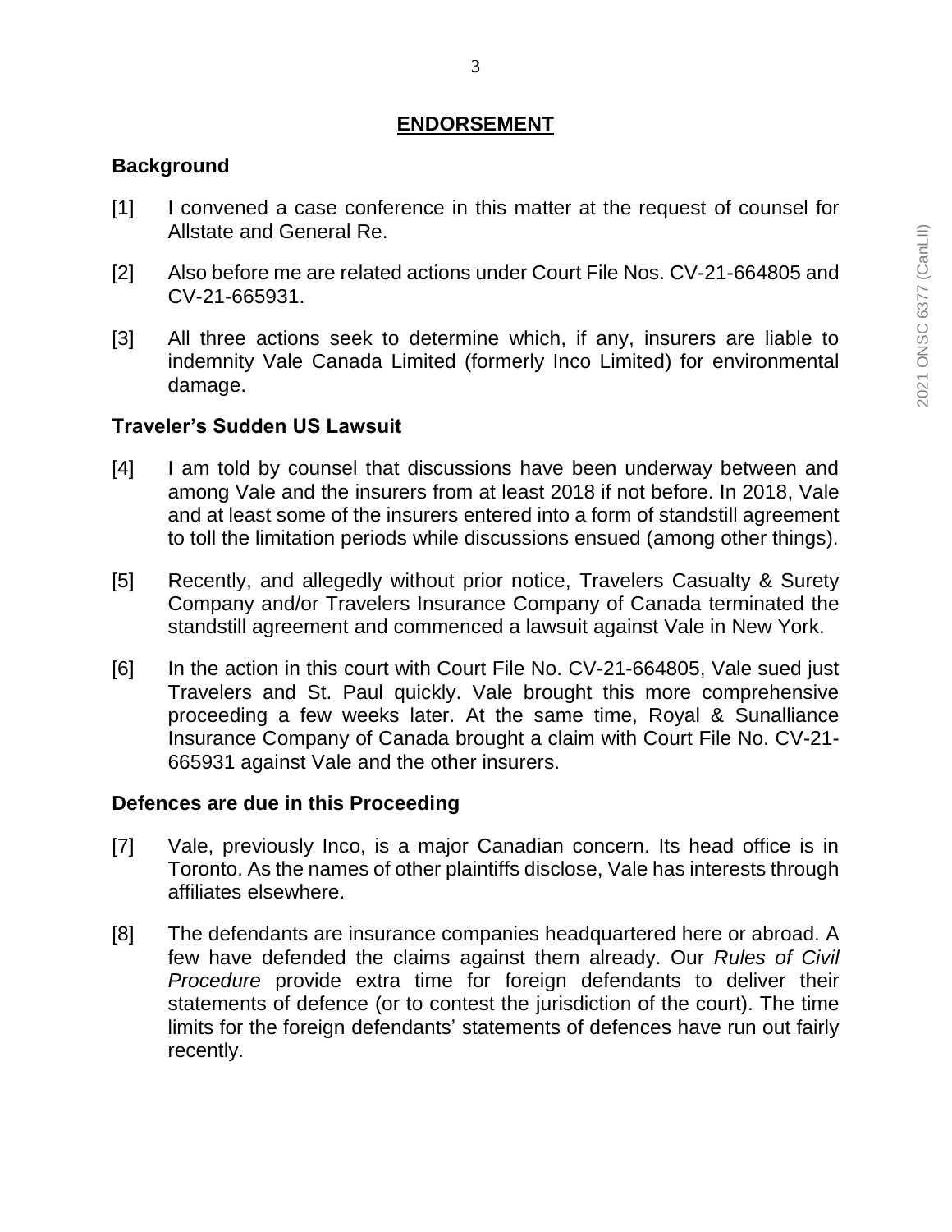## ENDORSEMENT

### Background

[1] I convened a case conference in this matter at the request of counsel for Allstate and General Re.

[2] Also before me are related actions under Court File Nos. CV-21-664805 and CV-21-665931.

[3] All three actions seek to determine which, if any, insurers are liable to indemnity Vale Canada Limited (formerly Inco Limited) for environmental damage.

### Traveler's Sudden US Lawsuit

[4] I am told by counsel that discussions have been underway between and among Vale and the insurers from at least 2018 if not before. In 2018, Vale and at least some of the insurers entered into a form of standstill agreement to toll the limitation periods while discussions ensued (among other things).

[5] Recently, and allegedly without prior notice, Travelers Casualty & Surety Company and/or Travelers Insurance Company of Canada terminated the standstill agreement and commenced a lawsuit against Vale in New York.

[6] In the action in this court with Court File No. CV-21-664805, Vale sued just Travelers and St. Paul quickly. Vale brought this more comprehensive proceeding a few weeks later. At the same time, Royal & Sunalliance Insurance Company of Canada brought a claim with Court File No. CV-21-665931 against Vale and the other insurers.

### Defences are due in this Proceeding

[7] Vale, previously Inco, is a major Canadian concern. Its head office is in Toronto. As the names of other plaintiffs disclose, Vale has interests through affiliates elsewhere.

[8] The defendants are insurance companies headquartered here or abroad. A few have defended the claims against them already. Our *Rules of Civil Procedure* provide extra time for foreign defendants to deliver their statements of defence (or to contest the jurisdiction of the court). The time limits for the foreign defendants' statements of defences have run out fairly recently.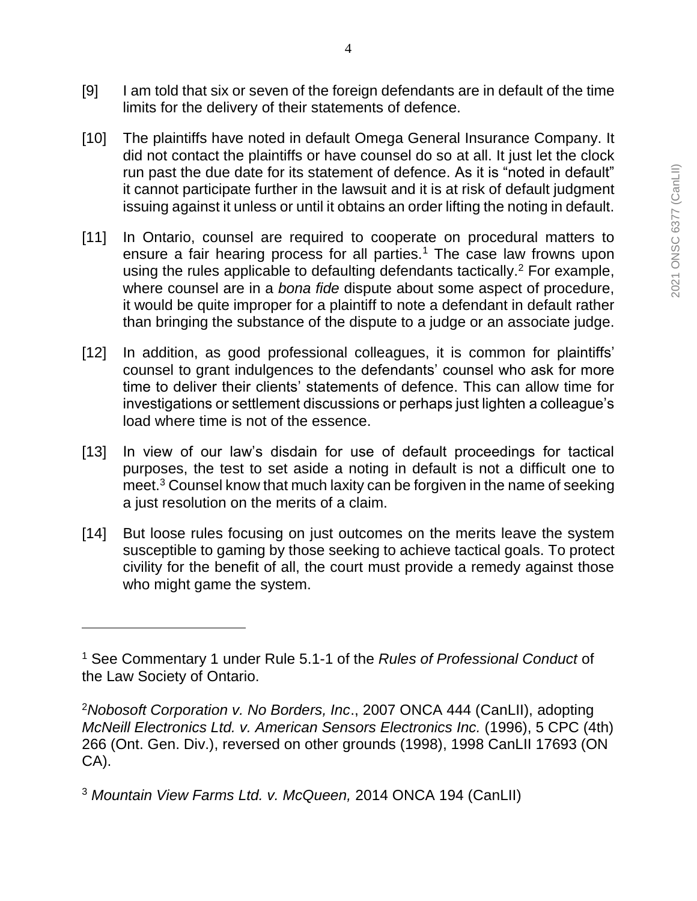[9] I am told that six or seven of the foreign defendants are in default of the time limits for the delivery of their statements of defence.

[10] The plaintiffs have noted in default Omega General Insurance Company. It did not contact the plaintiffs or have counsel do so at all. It just let the clock run past the due date for its statement of defence. As it is "noted in default" it cannot participate further in the lawsuit and it is at risk of default judgment issuing against it unless or until it obtains an order lifting the noting in default.

[11] In Ontario, counsel are required to cooperate on procedural matters to ensure a fair hearing process for all parties.[1] The case law frowns upon using the rules applicable to defaulting defendants tactically.[2] For example, where counsel are in a *bona fide* dispute about some aspect of procedure, it would be quite improper for a plaintiff to note a defendant in default rather than bringing the substance of the dispute to a judge or an associate judge.

[12] In addition, as good professional colleagues, it is common for plaintiffs' counsel to grant indulgences to the defendants' counsel who ask for more time to deliver their clients' statements of defence. This can allow time for investigations or settlement discussions or perhaps just lighten a colleague's load where time is not of the essence.

[13] In view of our law's disdain for use of default proceedings for tactical purposes, the test to set aside a noting in default is not a difficult one to meet.[3] Counsel know that much laxity can be forgiven in the name of seeking a just resolution on the merits of a claim.

[14] But loose rules focusing on just outcomes on the merits leave the system susceptible to gaming by those seeking to achieve tactical goals. To protect civility for the benefit of all, the court must provide a remedy against those who might game the system.

---

[1] See Commentary 1 under Rule 5.1-1 of the *Rules of Professional Conduct* of the Law Society of Ontario.

[2] *Nobosoft Corporation v. No Borders, Inc*., 2007 ONCA 444 (CanLII), adopting *McNeill Electronics Ltd. v. American Sensors Electronics Inc.* (1996), 5 CPC (4th) 266 (Ont. Gen. Div.), reversed on other grounds (1998), 1998 CanLII 17693 (ON CA).

[3] *Mountain View Farms Ltd. v. McQueen,* 2014 ONCA 194 (CanLII)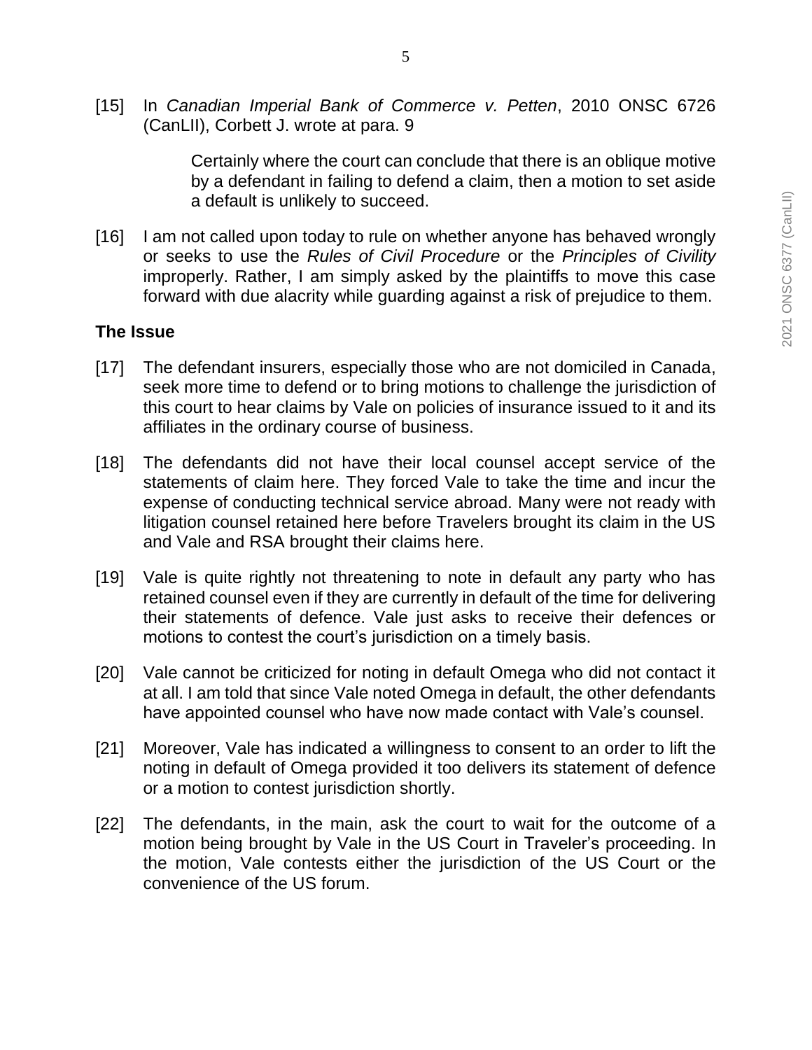[15] In *Canadian Imperial Bank of Commerce v. Petten*, 2010 ONSC 6726 (CanLII), Corbett J. wrote at para. 9

> Certainly where the court can conclude that there is an oblique motive by a defendant in failing to defend a claim, then a motion to set aside a default is unlikely to succeed.

[16] I am not called upon today to rule on whether anyone has behaved wrongly or seeks to use the *Rules of Civil Procedure* or the *Principles of Civility* improperly. Rather, I am simply asked by the plaintiffs to move this case forward with due alacrity while guarding against a risk of prejudice to them.

## The Issue

[17] The defendant insurers, especially those who are not domiciled in Canada, seek more time to defend or to bring motions to challenge the jurisdiction of this court to hear claims by Vale on policies of insurance issued to it and its affiliates in the ordinary course of business.

[18] The defendants did not have their local counsel accept service of the statements of claim here. They forced Vale to take the time and incur the expense of conducting technical service abroad. Many were not ready with litigation counsel retained here before Travelers brought its claim in the US and Vale and RSA brought their claims here.

[19] Vale is quite rightly not threatening to note in default any party who has retained counsel even if they are currently in default of the time for delivering their statements of defence. Vale just asks to receive their defences or motions to contest the court's jurisdiction on a timely basis.

[20] Vale cannot be criticized for noting in default Omega who did not contact it at all. I am told that since Vale noted Omega in default, the other defendants have appointed counsel who have now made contact with Vale's counsel.

[21] Moreover, Vale has indicated a willingness to consent to an order to lift the noting in default of Omega provided it too delivers its statement of defence or a motion to contest jurisdiction shortly.

[22] The defendants, in the main, ask the court to wait for the outcome of a motion being brought by Vale in the US Court in Traveler's proceeding. In the motion, Vale contests either the jurisdiction of the US Court or the convenience of the US forum.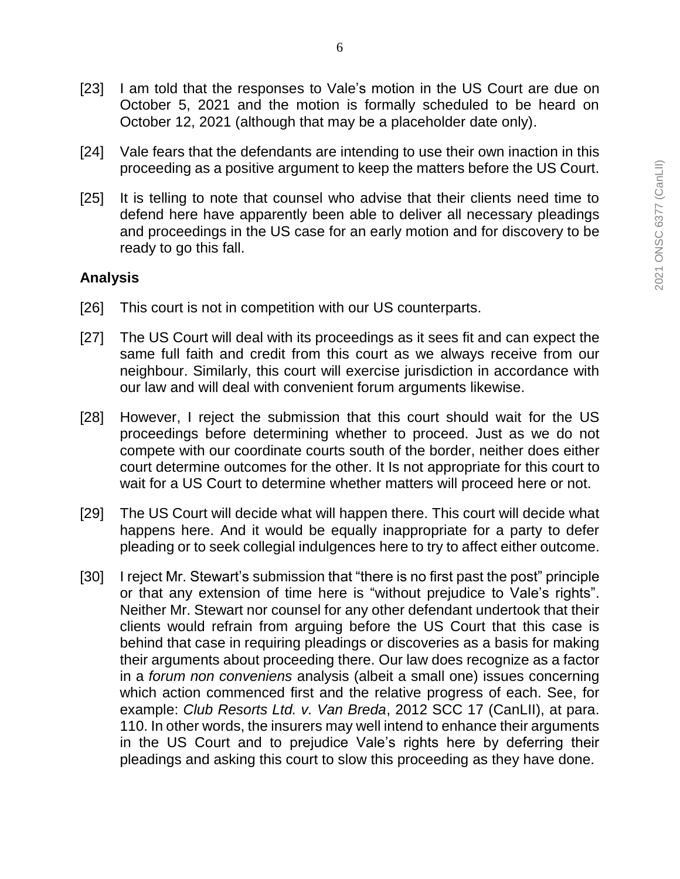[23] I am told that the responses to Vale's motion in the US Court are due on October 5, 2021 and the motion is formally scheduled to be heard on October 12, 2021 (although that may be a placeholder date only).

[24] Vale fears that the defendants are intending to use their own inaction in this proceeding as a positive argument to keep the matters before the US Court.

[25] It is telling to note that counsel who advise that their clients need time to defend here have apparently been able to deliver all necessary pleadings and proceedings in the US case for an early motion and for discovery to be ready to go this fall.

## Analysis

[26] This court is not in competition with our US counterparts.

[27] The US Court will deal with its proceedings as it sees fit and can expect the same full faith and credit from this court as we always receive from our neighbour. Similarly, this court will exercise jurisdiction in accordance with our law and will deal with convenient forum arguments likewise.

[28] However, I reject the submission that this court should wait for the US proceedings before determining whether to proceed. Just as we do not compete with our coordinate courts south of the border, neither does either court determine outcomes for the other. It Is not appropriate for this court to wait for a US Court to determine whether matters will proceed here or not.

[29] The US Court will decide what will happen there. This court will decide what happens here. And it would be equally inappropriate for a party to defer pleading or to seek collegial indulgences here to try to affect either outcome.

[30] I reject Mr. Stewart's submission that "there is no first past the post" principle or that any extension of time here is "without prejudice to Vale's rights". Neither Mr. Stewart nor counsel for any other defendant undertook that their clients would refrain from arguing before the US Court that this case is behind that case in requiring pleadings or discoveries as a basis for making their arguments about proceeding there. Our law does recognize as a factor in a *forum non conveniens* analysis (albeit a small one) issues concerning which action commenced first and the relative progress of each. See, for example: *Club Resorts Ltd. v. Van Breda*, 2012 SCC 17 (CanLII), at para. 110. In other words, the insurers may well intend to enhance their arguments in the US Court and to prejudice Vale's rights here by deferring their pleadings and asking this court to slow this proceeding as they have done.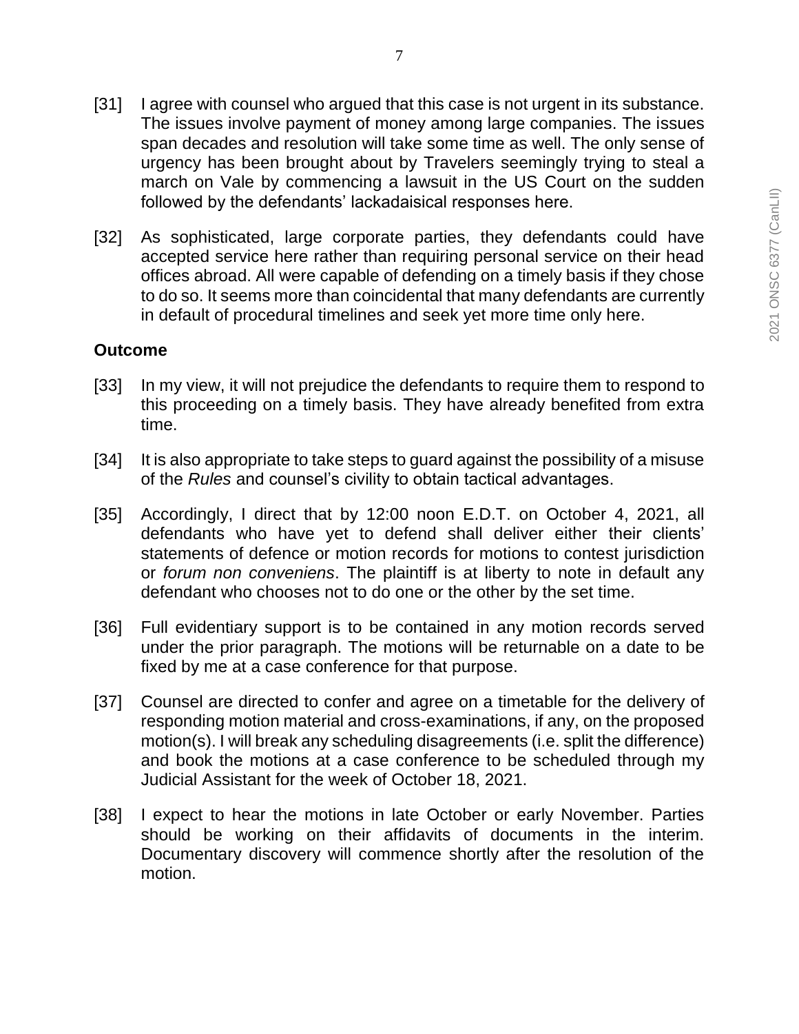[31] I agree with counsel who argued that this case is not urgent in its substance. The issues involve payment of money among large companies. The issues span decades and resolution will take some time as well. The only sense of urgency has been brought about by Travelers seemingly trying to steal a march on Vale by commencing a lawsuit in the US Court on the sudden followed by the defendants' lackadaisical responses here.

[32] As sophisticated, large corporate parties, they defendants could have accepted service here rather than requiring personal service on their head offices abroad. All were capable of defending on a timely basis if they chose to do so. It seems more than coincidental that many defendants are currently in default of procedural timelines and seek yet more time only here.

**Outcome**

[33] In my view, it will not prejudice the defendants to require them to respond to this proceeding on a timely basis. They have already benefited from extra time.

[34] It is also appropriate to take steps to guard against the possibility of a misuse of the *Rules* and counsel's civility to obtain tactical advantages.

[35] Accordingly, I direct that by 12:00 noon E.D.T. on October 4, 2021, all defendants who have yet to defend shall deliver either their clients' statements of defence or motion records for motions to contest jurisdiction or *forum non conveniens*. The plaintiff is at liberty to note in default any defendant who chooses not to do one or the other by the set time.

[36] Full evidentiary support is to be contained in any motion records served under the prior paragraph. The motions will be returnable on a date to be fixed by me at a case conference for that purpose.

[37] Counsel are directed to confer and agree on a timetable for the delivery of responding motion material and cross-examinations, if any, on the proposed motion(s). I will break any scheduling disagreements (i.e. split the difference) and book the motions at a case conference to be scheduled through my Judicial Assistant for the week of October 18, 2021.

[38] I expect to hear the motions in late October or early November. Parties should be working on their affidavits of documents in the interim. Documentary discovery will commence shortly after the resolution of the motion.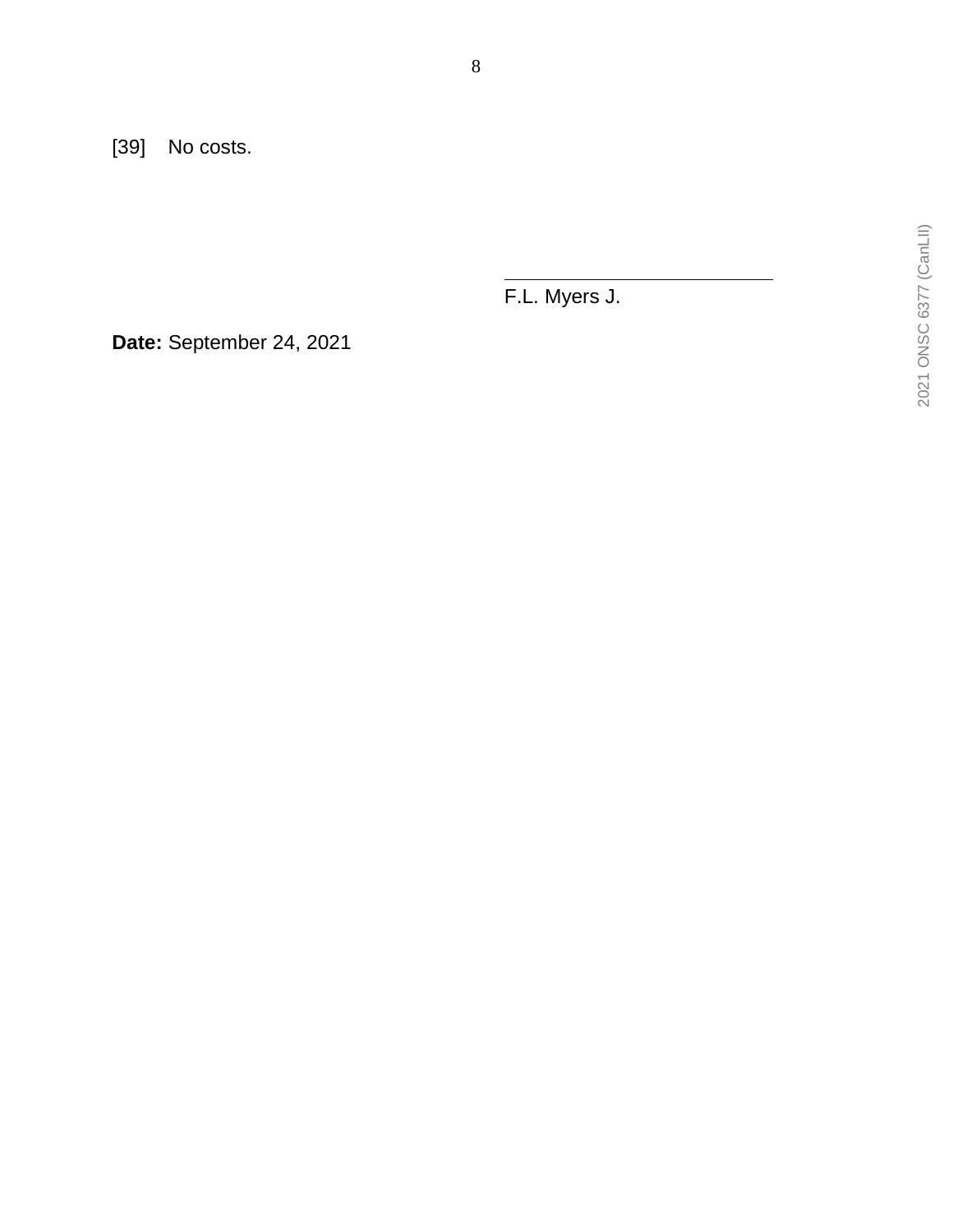[39] No costs.

F.L. Myers J.

**Date:** September 24, 2021